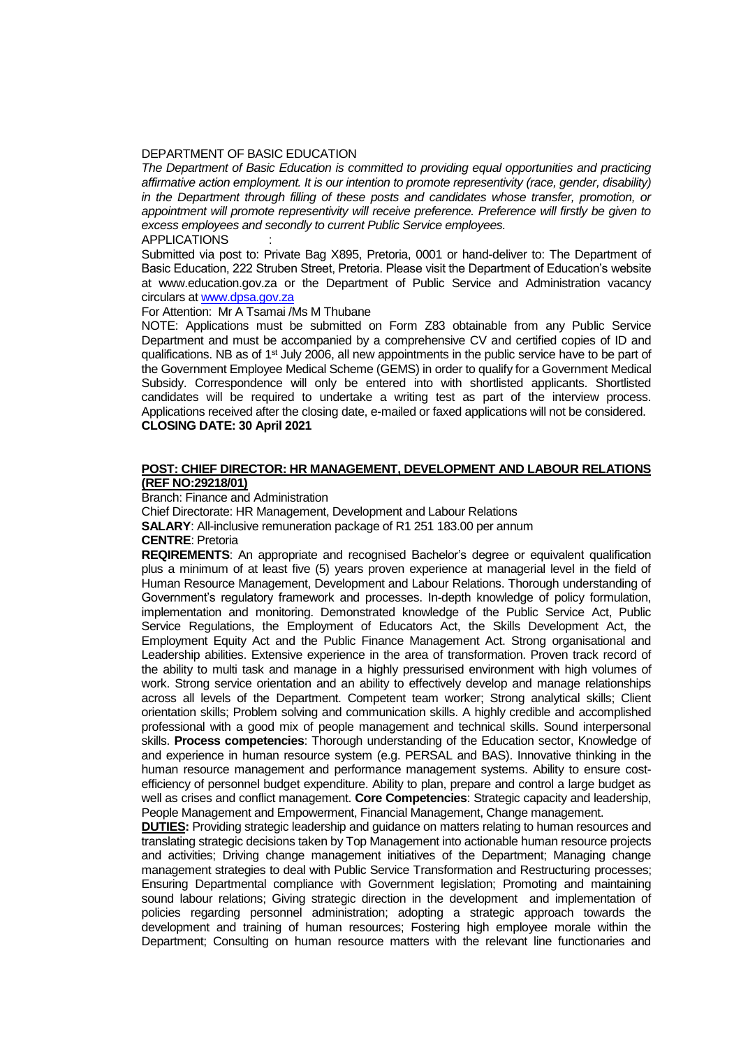DEPARTMENT OF BASIC EDUCATION

*The Department of Basic Education is committed to providing equal opportunities and practicing affirmative action employment. It is our intention to promote representivity (race, gender, disability) in the Department through filling of these posts and candidates whose transfer, promotion, or appointment will promote representivity will receive preference. Preference will firstly be given to excess employees and secondly to current Public Service employees.*

APPLICATIONS :

Submitted via post to: Private Bag X895, Pretoria, 0001 or hand-deliver to: The Department of Basic Education, 222 Struben Street, Pretoria. Please visit the Department of Education's website at www.education.gov.za or the Department of Public Service and Administration vacancy circulars at www.dpsa.gov.za

For Attention: Mr A Tsamai /Ms M Thubane

NOTE: Applications must be submitted on Form Z83 obtainable from any Public Service Department and must be accompanied by a comprehensive CV and certified copies of ID and qualifications. NB as of 1st July 2006, all new appointments in the public service have to be part of the Government Employee Medical Scheme (GEMS) in order to qualify for a Government Medical Subsidy. Correspondence will only be entered into with shortlisted applicants. Shortlisted candidates will be required to undertake a writing test as part of the interview process. Applications received after the closing date, e-mailed or faxed applications will not be considered.

**CLOSING DATE: 30 April 2021**

## POST: CHIEF DIRECTOR: HR MANAGEMENT, DEVELOPMENT AND LABOUR RELATIONS (REF NO:29218/01)

Branch: Finance and Administration

Chief Directorate: HR Management, Development and Labour Relations

**SALARY**: All-inclusive remuneration package of R1 251 183.00 per annum

**CENTRE**: Pretoria

**REQIREMENTS**: An appropriate and recognised Bachelor's degree or equivalent qualification plus a minimum of at least five (5) years proven experience at managerial level in the field of Human Resource Management, Development and Labour Relations. Thorough understanding of Government's regulatory framework and processes. In-depth knowledge of policy formulation, implementation and monitoring. Demonstrated knowledge of the Public Service Act, Public Service Regulations, the Employment of Educators Act, the Skills Development Act, the Employment Equity Act and the Public Finance Management Act. Strong organisational and Leadership abilities. Extensive experience in the area of transformation. Proven track record of the ability to multi task and manage in a highly pressurised environment with high volumes of work. Strong service orientation and an ability to effectively develop and manage relationships across all levels of the Department. Competent team worker; Strong analytical skills; Client orientation skills; Problem solving and communication skills. A highly credible and accomplished professional with a good mix of people management and technical skills. Sound interpersonal skills. **Process competencies**: Thorough understanding of the Education sector, Knowledge of and experience in human resource system (e.g. PERSAL and BAS). Innovative thinking in the human resource management and performance management systems. Ability to ensure cost-efficiency of personnel budget expenditure. Ability to plan, prepare and control a large budget as well as crises and conflict management. **Core Competencies**: Strategic capacity and leadership, People Management and Empowerment, Financial Management, Change management.

**DUTIES:** Providing strategic leadership and guidance on matters relating to human resources and translating strategic decisions taken by Top Management into actionable human resource projects and activities; Driving change management initiatives of the Department; Managing change management strategies to deal with Public Service Transformation and Restructuring processes; Ensuring Departmental compliance with Government legislation; Promoting and maintaining sound labour relations; Giving strategic direction in the development and implementation of policies regarding personnel administration; adopting a strategic approach towards the development and training of human resources; Fostering high employee morale within the Department; Consulting on human resource matters with the relevant line functionaries and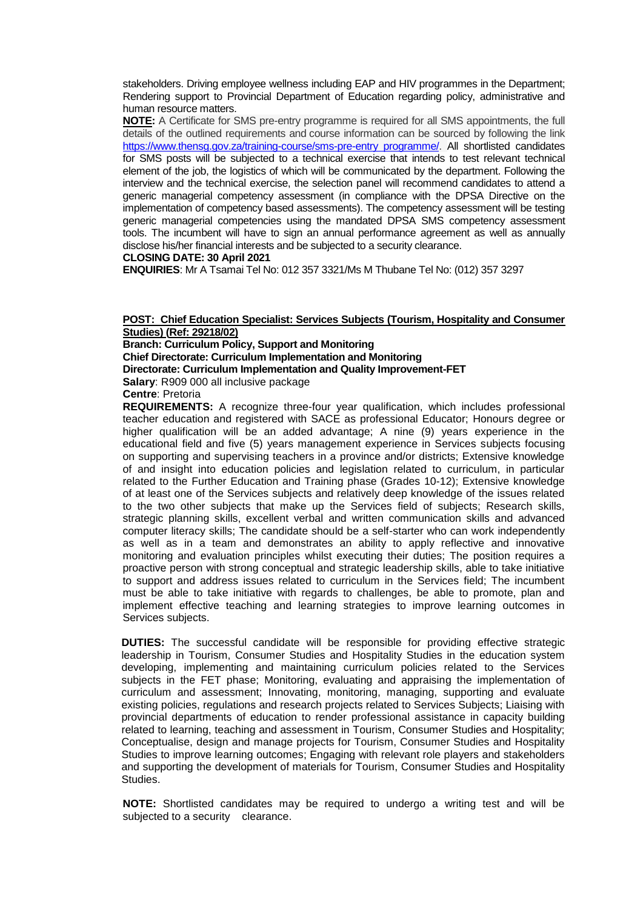stakeholders. Driving employee wellness including EAP and HIV programmes in the Department; Rendering support to Provincial Department of Education regarding policy, administrative and human resource matters.

**NOTE:** A Certificate for SMS pre-entry programme is required for all SMS appointments, the full details of the outlined requirements and course information can be sourced by following the link https://www.thensg.gov.za/training-course/sms-pre-entry_programme/. All shortlisted candidates for SMS posts will be subjected to a technical exercise that intends to test relevant technical element of the job, the logistics of which will be communicated by the department. Following the interview and the technical exercise, the selection panel will recommend candidates to attend a generic managerial competency assessment (in compliance with the DPSA Directive on the implementation of competency based assessments). The competency assessment will be testing generic managerial competencies using the mandated DPSA SMS competency assessment tools. The incumbent will have to sign an annual performance agreement as well as annually disclose his/her financial interests and be subjected to a security clearance.

**CLOSING DATE: 30 April 2021**

**ENQUIRIES**: Mr A Tsamai Tel No: 012 357 3321/Ms M Thubane Tel No: (012) 357 3297

**POST: Chief Education Specialist: Services Subjects (Tourism, Hospitality and Consumer Studies) (Ref: 29218/02)**

**Branch: Curriculum Policy, Support and Monitoring**

**Chief Directorate: Curriculum Implementation and Monitoring**

**Directorate: Curriculum Implementation and Quality Improvement-FET**

**Salary**: R909 000 all inclusive package

**Centre**: Pretoria

**REQUIREMENTS:** A recognize three-four year qualification, which includes professional teacher education and registered with SACE as professional Educator; Honours degree or higher qualification will be an added advantage; A nine (9) years experience in the educational field and five (5) years management experience in Services subjects focusing on supporting and supervising teachers in a province and/or districts; Extensive knowledge of and insight into education policies and legislation related to curriculum, in particular related to the Further Education and Training phase (Grades 10-12); Extensive knowledge of at least one of the Services subjects and relatively deep knowledge of the issues related to the two other subjects that make up the Services field of subjects; Research skills, strategic planning skills, excellent verbal and written communication skills and advanced computer literacy skills; The candidate should be a self-starter who can work independently as well as in a team and demonstrates an ability to apply reflective and innovative monitoring and evaluation principles whilst executing their duties; The position requires a proactive person with strong conceptual and strategic leadership skills, able to take initiative to support and address issues related to curriculum in the Services field; The incumbent must be able to take initiative with regards to challenges, be able to promote, plan and implement effective teaching and learning strategies to improve learning outcomes in Services subjects.

**DUTIES:** The successful candidate will be responsible for providing effective strategic leadership in Tourism, Consumer Studies and Hospitality Studies in the education system developing, implementing and maintaining curriculum policies related to the Services subjects in the FET phase; Monitoring, evaluating and appraising the implementation of curriculum and assessment; Innovating, monitoring, managing, supporting and evaluate existing policies, regulations and research projects related to Services Subjects; Liaising with provincial departments of education to render professional assistance in capacity building related to learning, teaching and assessment in Tourism, Consumer Studies and Hospitality; Conceptualise, design and manage projects for Tourism, Consumer Studies and Hospitality Studies to improve learning outcomes; Engaging with relevant role players and stakeholders and supporting the development of materials for Tourism, Consumer Studies and Hospitality Studies.

**NOTE:** Shortlisted candidates may be required to undergo a writing test and will be subjected to a security clearance.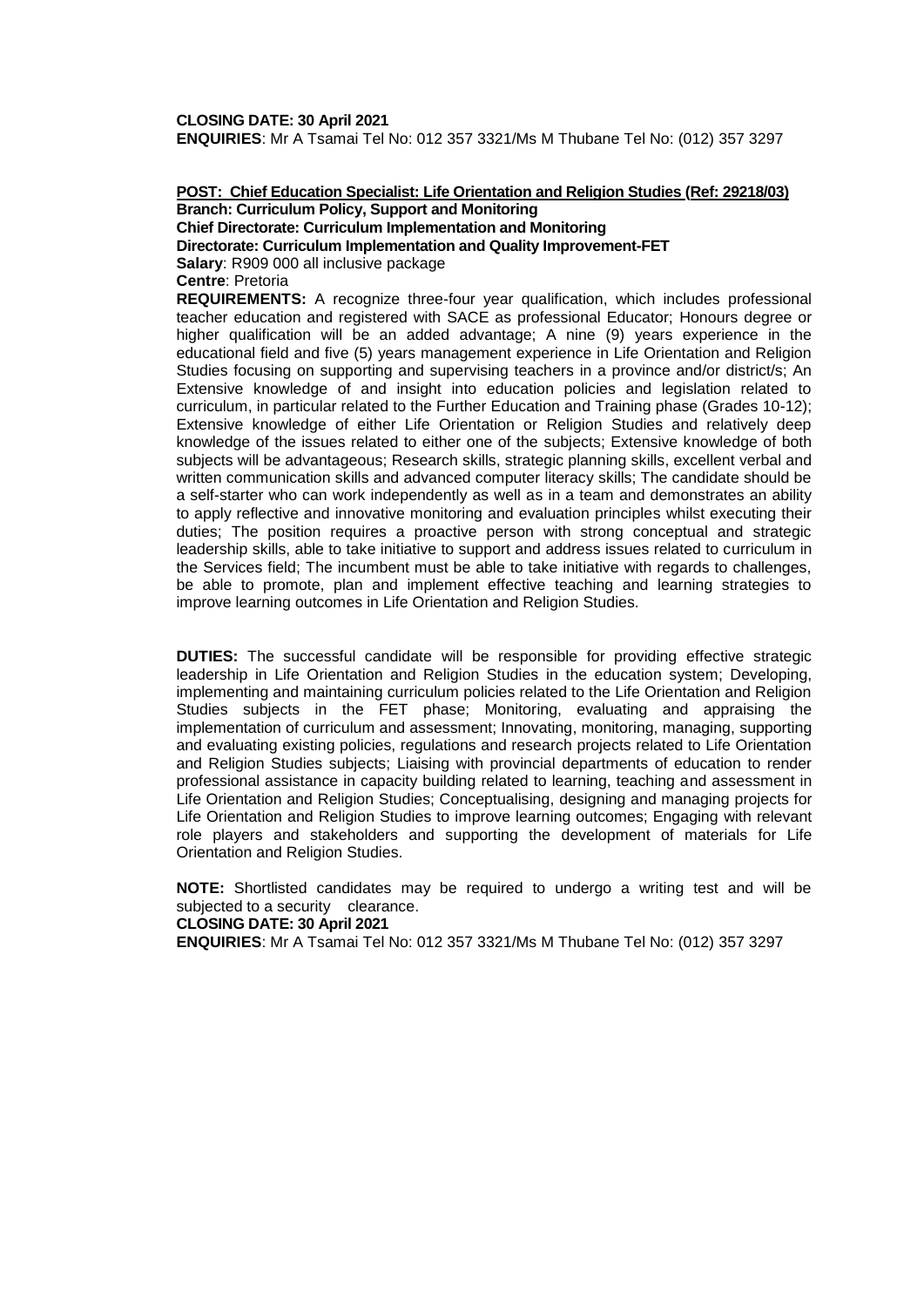**CLOSING DATE: 30 April 2021**
**ENQUIRIES**: Mr A Tsamai Tel No: 012 357 3321/Ms M Thubane Tel No: (012) 357 3297

**POST: Chief Education Specialist: Life Orientation and Religion Studies (Ref: 29218/03)**
**Branch: Curriculum Policy, Support and Monitoring**
**Chief Directorate: Curriculum Implementation and Monitoring**
**Directorate: Curriculum Implementation and Quality Improvement-FET**
**Salary**: R909 000 all inclusive package
**Centre**: Pretoria

**REQUIREMENTS:** A recognize three-four year qualification, which includes professional teacher education and registered with SACE as professional Educator; Honours degree or higher qualification will be an added advantage; A nine (9) years experience in the educational field and five (5) years management experience in Life Orientation and Religion Studies focusing on supporting and supervising teachers in a province and/or district/s; An Extensive knowledge of and insight into education policies and legislation related to curriculum, in particular related to the Further Education and Training phase (Grades 10-12); Extensive knowledge of either Life Orientation or Religion Studies and relatively deep knowledge of the issues related to either one of the subjects; Extensive knowledge of both subjects will be advantageous; Research skills, strategic planning skills, excellent verbal and written communication skills and advanced computer literacy skills; The candidate should be a self-starter who can work independently as well as in a team and demonstrates an ability to apply reflective and innovative monitoring and evaluation principles whilst executing their duties; The position requires a proactive person with strong conceptual and strategic leadership skills, able to take initiative to support and address issues related to curriculum in the Services field; The incumbent must be able to take initiative with regards to challenges, be able to promote, plan and implement effective teaching and learning strategies to improve learning outcomes in Life Orientation and Religion Studies.

**DUTIES:** The successful candidate will be responsible for providing effective strategic leadership in Life Orientation and Religion Studies in the education system; Developing, implementing and maintaining curriculum policies related to the Life Orientation and Religion Studies subjects in the FET phase; Monitoring, evaluating and appraising the implementation of curriculum and assessment; Innovating, monitoring, managing, supporting and evaluating existing policies, regulations and research projects related to Life Orientation and Religion Studies subjects; Liaising with provincial departments of education to render professional assistance in capacity building related to learning, teaching and assessment in Life Orientation and Religion Studies; Conceptualising, designing and managing projects for Life Orientation and Religion Studies to improve learning outcomes; Engaging with relevant role players and stakeholders and supporting the development of materials for Life Orientation and Religion Studies.

**NOTE:** Shortlisted candidates may be required to undergo a writing test and will be subjected to a security clearance.
**CLOSING DATE: 30 April 2021**
**ENQUIRIES**: Mr A Tsamai Tel No: 012 357 3321/Ms M Thubane Tel No: (012) 357 3297